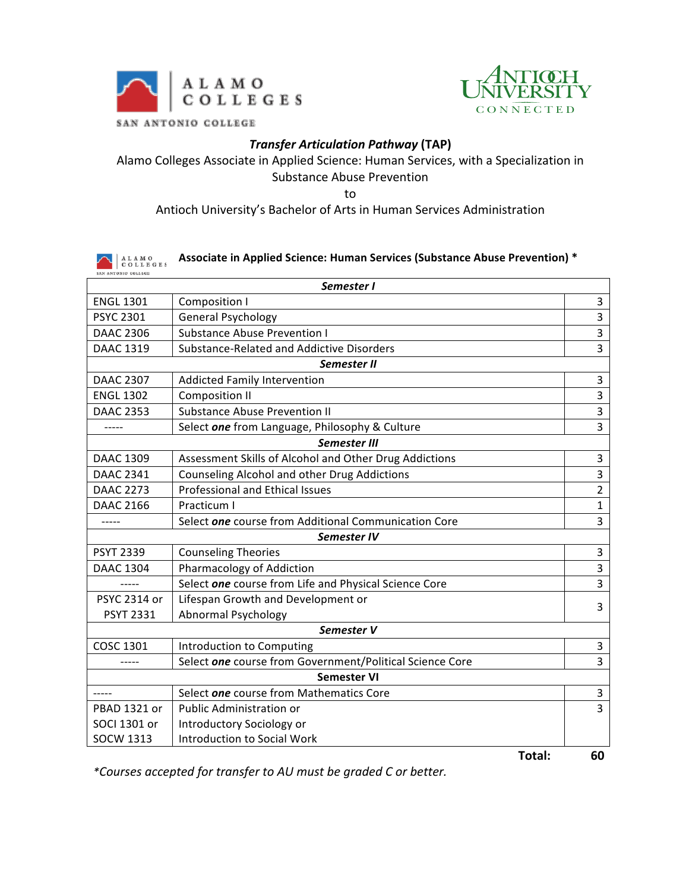ALAMO COLLEGES

SAN ANTONIO COLLEGE

ANTIOCH UNIVERSITY CONNECTED

## ***Transfer Articulation Pathway*** **(TAP)**

Alamo Colleges Associate in Applied Science: Human Services, with a Specialization in Substance Abuse Prevention

to

Antioch University's Bachelor of Arts in Human Services Administration

### Associate in Applied Science: Human Services (Substance Abuse Prevention) *

| | | |
|---|---|---|
| | ***Semester I*** | |
| ENGL 1301 | Composition I | 3 |
| PSYC 2301 | General Psychology | 3 |
| DAAC 2306 | Substance Abuse Prevention I | 3 |
| DAAC 1319 | Substance-Related and Addictive Disorders | 3 |
| | ***Semester II*** | |
| DAAC 2307 | Addicted Family Intervention | 3 |
| ENGL 1302 | Composition II | 3 |
| DAAC 2353 | Substance Abuse Prevention II | 3 |
| ----- | Select ***one*** from Language, Philosophy & Culture | 3 |
| | ***Semester III*** | |
| DAAC 1309 | Assessment Skills of Alcohol and Other Drug Addictions | 3 |
| DAAC 2341 | Counseling Alcohol and other Drug Addictions | 3 |
| DAAC 2273 | Professional and Ethical Issues | 2 |
| DAAC 2166 | Practicum I | 1 |
| ----- | Select ***one*** course from Additional Communication Core | 3 |
| | ***Semester IV*** | |
| PSYT 2339 | Counseling Theories | 3 |
| DAAC 1304 | Pharmacology of Addiction | 3 |
| ----- | Select ***one*** course from Life and Physical Science Core | 3 |
| PSYC 2314 or PSYT 2331 | Lifespan Growth and Development or Abnormal Psychology | 3 |
| | ***Semester V*** | |
| COSC 1301 | Introduction to Computing | 3 |
| ----- | Select ***one*** course from Government/Political Science Core | 3 |
| | **Semester VI** | |
| ----- | Select ***one*** course from Mathematics Core | 3 |
| PBAD 1321 or SOCI 1301 or SOCW 1313 | Public Administration or Introductory Sociology or Introduction to Social Work | 3 |
| | **Total:** | **60** |

*\*Courses accepted for transfer to AU must be graded C or better.*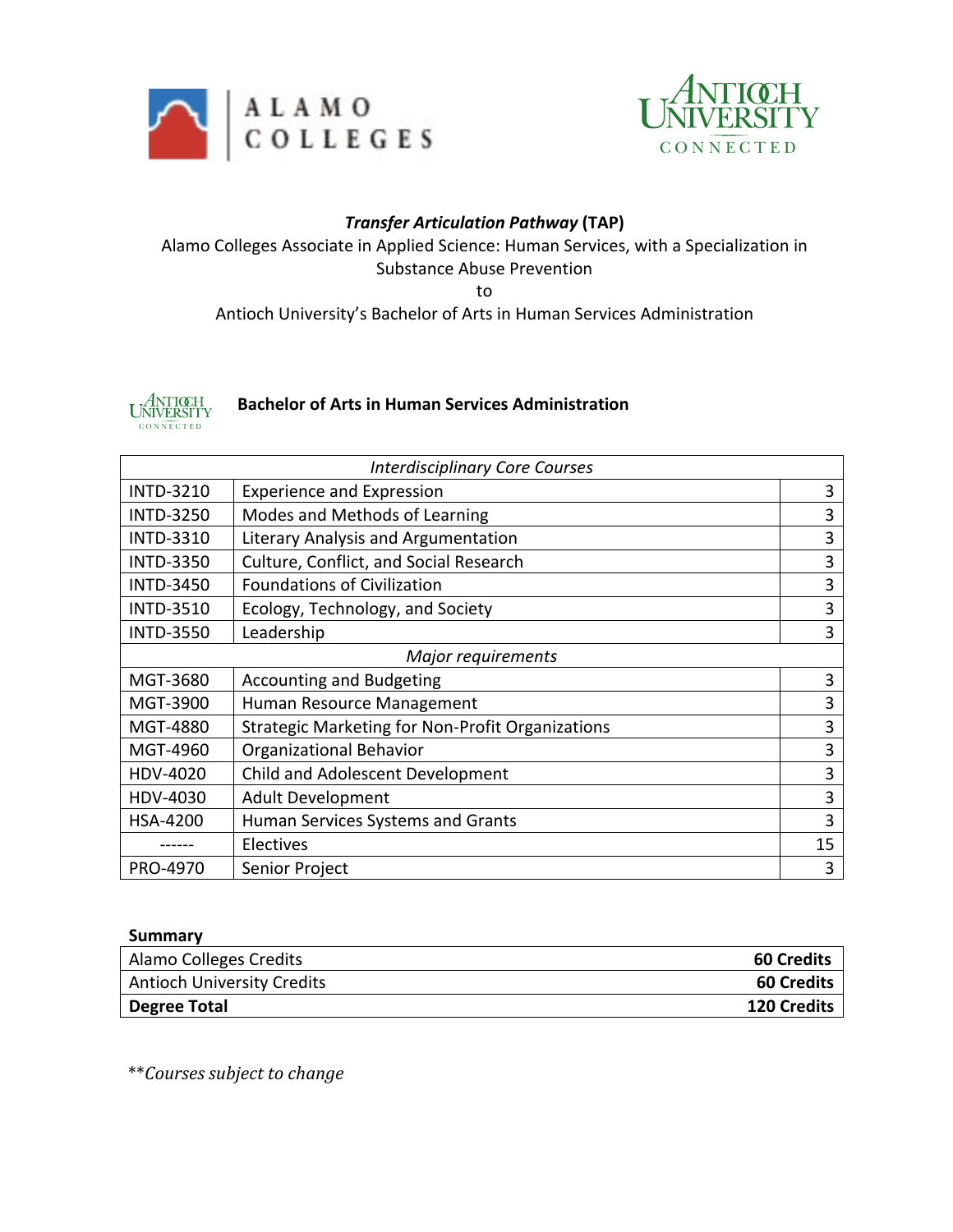***Transfer Articulation Pathway*** **(TAP)**

Alamo Colleges Associate in Applied Science: Human Services, with a Specialization in Substance Abuse Prevention

to

Antioch University's Bachelor of Arts in Human Services Administration

## Bachelor of Arts in Human Services Administration

| | | |
|---|---|---|
| *Interdisciplinary Core Courses* | | |
| INTD-3210 | Experience and Expression | 3 |
| INTD-3250 | Modes and Methods of Learning | 3 |
| INTD-3310 | Literary Analysis and Argumentation | 3 |
| INTD-3350 | Culture, Conflict, and Social Research | 3 |
| INTD-3450 | Foundations of Civilization | 3 |
| INTD-3510 | Ecology, Technology, and Society | 3 |
| INTD-3550 | Leadership | 3 |
| *Major requirements* | | |
| MGT-3680 | Accounting and Budgeting | 3 |
| MGT-3900 | Human Resource Management | 3 |
| MGT-4880 | Strategic Marketing for Non-Profit Organizations | 3 |
| MGT-4960 | Organizational Behavior | 3 |
| HDV-4020 | Child and Adolescent Development | 3 |
| HDV-4030 | Adult Development | 3 |
| HSA-4200 | Human Services Systems and Grants | 3 |
| ------ | Electives | 15 |
| PRO-4970 | Senior Project | 3 |

**Summary**

| | |
|---|---|
| Alamo Colleges Credits | **60 Credits** |
| Antioch University Credits | **60 Credits** |
| **Degree Total** | **120 Credits** |

*\*\*Courses subject to change*